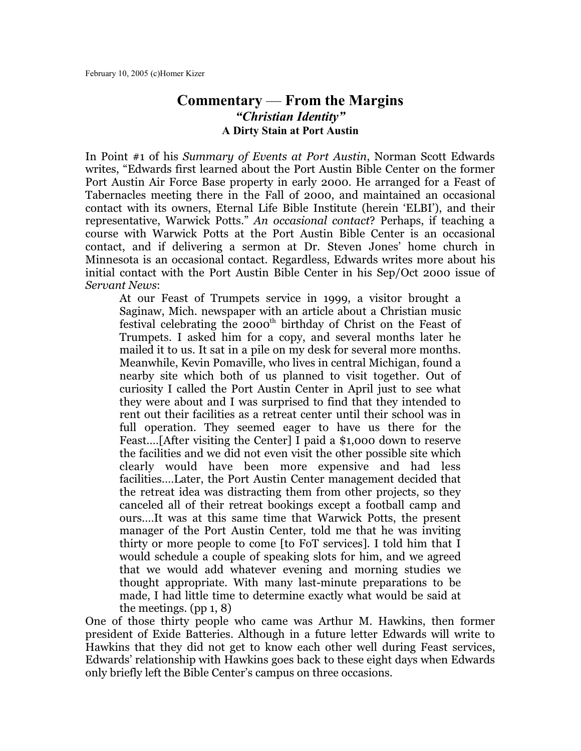February 10, 2005 (c)Homer Kizer

# Commentary — From the Margins

## *"Christian Identity"*

### A Dirty Stain at Port Austin

In Point #1 of his *Summary of Events at Port Austin*, Norman Scott Edwards writes, "Edwards first learned about the Port Austin Bible Center on the former Port Austin Air Force Base property in early 2000. He arranged for a Feast of Tabernacles meeting there in the Fall of 2000, and maintained an occasional contact with its owners, Eternal Life Bible Institute (herein 'ELBI'), and their representative, Warwick Potts." *An occasional contact*? Perhaps, if teaching a course with Warwick Potts at the Port Austin Bible Center is an occasional contact, and if delivering a sermon at Dr. Steven Jones' home church in Minnesota is an occasional contact. Regardless, Edwards writes more about his initial contact with the Port Austin Bible Center in his Sep/Oct 2000 issue of *Servant News*:

> At our Feast of Trumpets service in 1999, a visitor brought a Saginaw, Mich. newspaper with an article about a Christian music festival celebrating the 2000th birthday of Christ on the Feast of Trumpets. I asked him for a copy, and several months later he mailed it to us. It sat in a pile on my desk for several more months. Meanwhile, Kevin Pomaville, who lives in central Michigan, found a nearby site which both of us planned to visit together. Out of curiosity I called the Port Austin Center in April just to see what they were about and I was surprised to find that they intended to rent out their facilities as a retreat center until their school was in full operation. They seemed eager to have us there for the Feast….[After visiting the Center] I paid a $1,000 down to reserve the facilities and we did not even visit the other possible site which clearly would have been more expensive and had less facilities….Later, the Port Austin Center management decided that the retreat idea was distracting them from other projects, so they canceled all of their retreat bookings except a football camp and ours….It was at this same time that Warwick Potts, the present manager of the Port Austin Center, told me that he was inviting thirty or more people to come [to FoT services]. I told him that I would schedule a couple of speaking slots for him, and we agreed that we would add whatever evening and morning studies we thought appropriate. With many last-minute preparations to be made, I had little time to determine exactly what would be said at the meetings. (pp 1, 8)

One of those thirty people who came was Arthur M. Hawkins, then former president of Exide Batteries. Although in a future letter Edwards will write to Hawkins that they did not get to know each other well during Feast services, Edwards' relationship with Hawkins goes back to these eight days when Edwards only briefly left the Bible Center's campus on three occasions.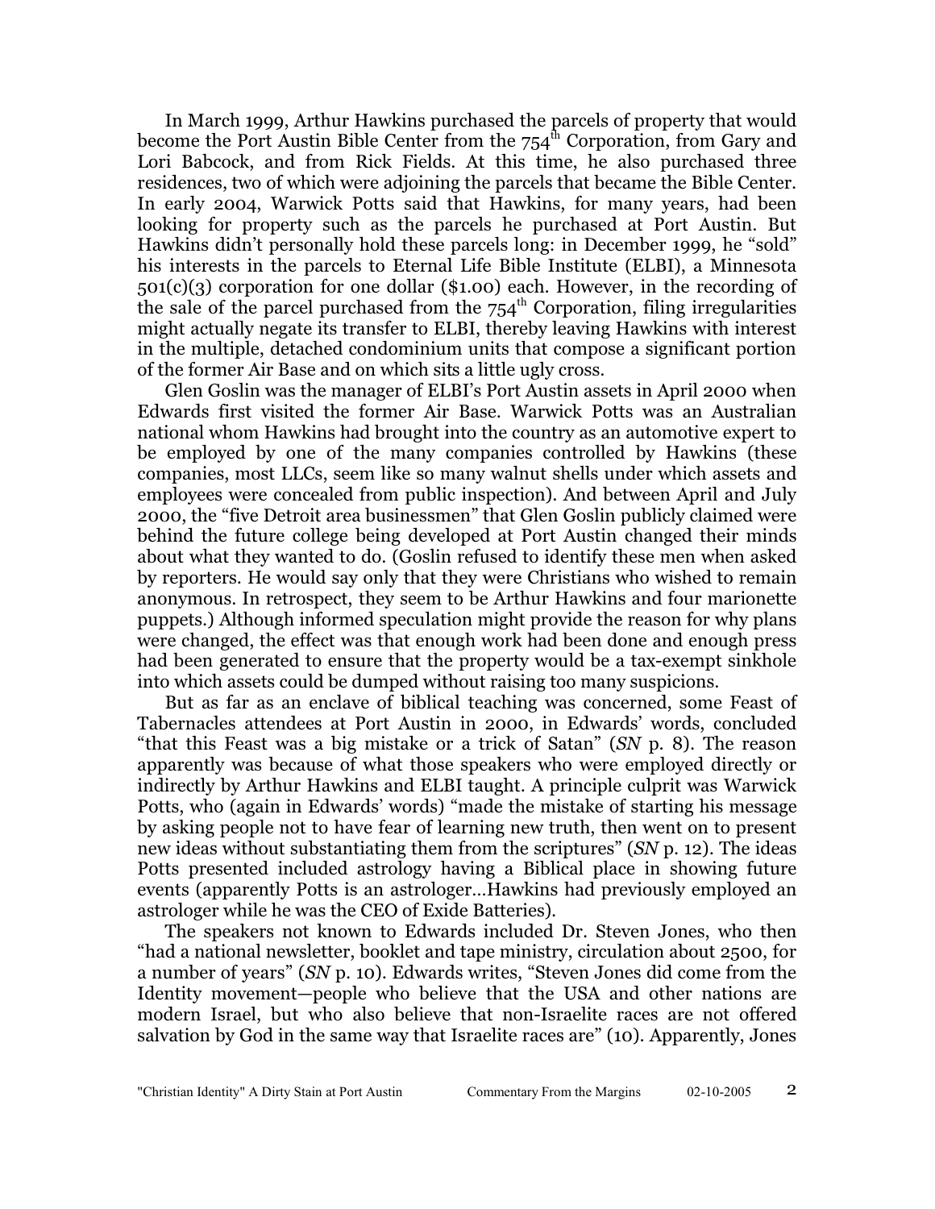In March 1999, Arthur Hawkins purchased the parcels of property that would become the Port Austin Bible Center from the 754th Corporation, from Gary and Lori Babcock, and from Rick Fields. At this time, he also purchased three residences, two of which were adjoining the parcels that became the Bible Center. In early 2004, Warwick Potts said that Hawkins, for many years, had been looking for property such as the parcels he purchased at Port Austin. But Hawkins didn't personally hold these parcels long: in December 1999, he "sold" his interests in the parcels to Eternal Life Bible Institute (ELBI), a Minnesota 501(c)(3) corporation for one dollar ($1.00) each. However, in the recording of the sale of the parcel purchased from the 754th Corporation, filing irregularities might actually negate its transfer to ELBI, thereby leaving Hawkins with interest in the multiple, detached condominium units that compose a significant portion of the former Air Base and on which sits a little ugly cross.

Glen Goslin was the manager of ELBI's Port Austin assets in April 2000 when Edwards first visited the former Air Base. Warwick Potts was an Australian national whom Hawkins had brought into the country as an automotive expert to be employed by one of the many companies controlled by Hawkins (these companies, most LLCs, seem like so many walnut shells under which assets and employees were concealed from public inspection). And between April and July 2000, the "five Detroit area businessmen" that Glen Goslin publicly claimed were behind the future college being developed at Port Austin changed their minds about what they wanted to do. (Goslin refused to identify these men when asked by reporters. He would say only that they were Christians who wished to remain anonymous. In retrospect, they seem to be Arthur Hawkins and four marionette puppets.) Although informed speculation might provide the reason for why plans were changed, the effect was that enough work had been done and enough press had been generated to ensure that the property would be a tax-exempt sinkhole into which assets could be dumped without raising too many suspicions.

But as far as an enclave of biblical teaching was concerned, some Feast of Tabernacles attendees at Port Austin in 2000, in Edwards' words, concluded "that this Feast was a big mistake or a trick of Satan" (*SN* p. 8). The reason apparently was because of what those speakers who were employed directly or indirectly by Arthur Hawkins and ELBI taught. A principle culprit was Warwick Potts, who (again in Edwards' words) "made the mistake of starting his message by asking people not to have fear of learning new truth, then went on to present new ideas without substantiating them from the scriptures" (*SN* p. 12). The ideas Potts presented included astrology having a Biblical place in showing future events (apparently Potts is an astrologer…Hawkins had previously employed an astrologer while he was the CEO of Exide Batteries).

The speakers not known to Edwards included Dr. Steven Jones, who then "had a national newsletter, booklet and tape ministry, circulation about 2500, for a number of years" (*SN* p. 10). Edwards writes, "Steven Jones did come from the Identity movement—people who believe that the USA and other nations are modern Israel, but who also believe that non-Israelite races are not offered salvation by God in the same way that Israelite races are" (10). Apparently, Jones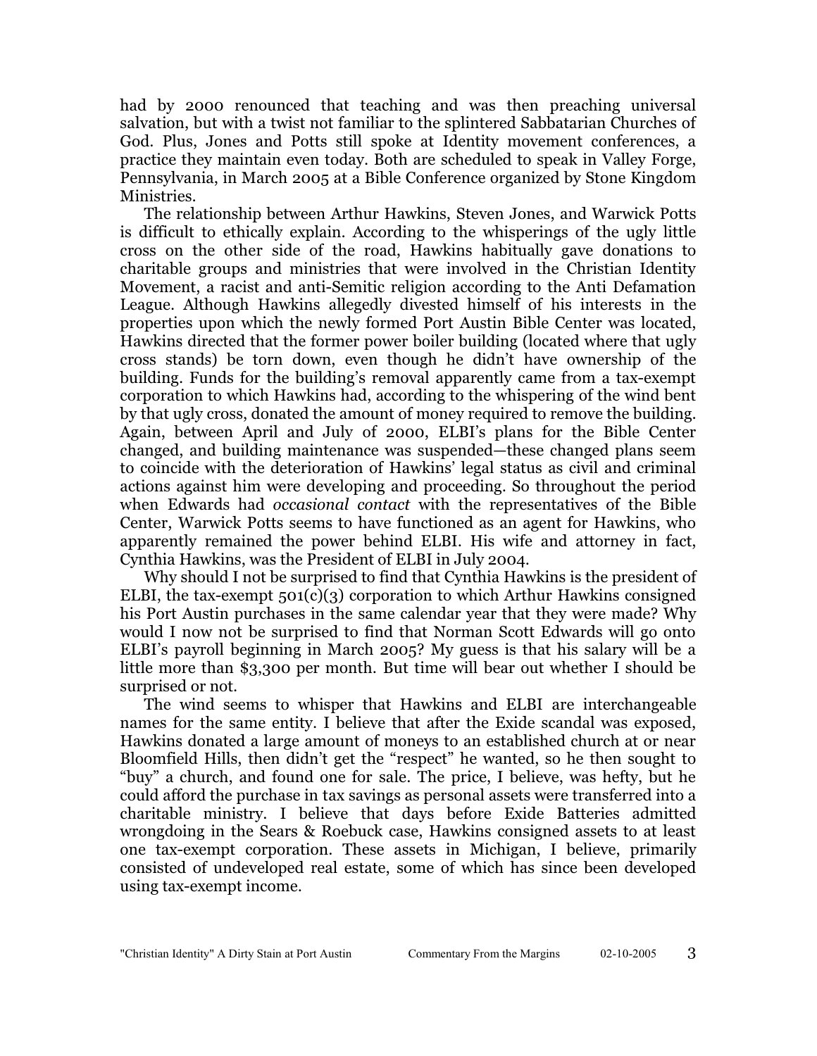had by 2000 renounced that teaching and was then preaching universal salvation, but with a twist not familiar to the splintered Sabbatarian Churches of God. Plus, Jones and Potts still spoke at Identity movement conferences, a practice they maintain even today. Both are scheduled to speak in Valley Forge, Pennsylvania, in March 2005 at a Bible Conference organized by Stone Kingdom Ministries.

The relationship between Arthur Hawkins, Steven Jones, and Warwick Potts is difficult to ethically explain. According to the whisperings of the ugly little cross on the other side of the road, Hawkins habitually gave donations to charitable groups and ministries that were involved in the Christian Identity Movement, a racist and anti-Semitic religion according to the Anti Defamation League. Although Hawkins allegedly divested himself of his interests in the properties upon which the newly formed Port Austin Bible Center was located, Hawkins directed that the former power boiler building (located where that ugly cross stands) be torn down, even though he didn't have ownership of the building. Funds for the building's removal apparently came from a tax-exempt corporation to which Hawkins had, according to the whispering of the wind bent by that ugly cross, donated the amount of money required to remove the building. Again, between April and July of 2000, ELBI's plans for the Bible Center changed, and building maintenance was suspended—these changed plans seem to coincide with the deterioration of Hawkins' legal status as civil and criminal actions against him were developing and proceeding. So throughout the period when Edwards had *occasional contact* with the representatives of the Bible Center, Warwick Potts seems to have functioned as an agent for Hawkins, who apparently remained the power behind ELBI. His wife and attorney in fact, Cynthia Hawkins, was the President of ELBI in July 2004.

Why should I not be surprised to find that Cynthia Hawkins is the president of ELBI, the tax-exempt 501(c)(3) corporation to which Arthur Hawkins consigned his Port Austin purchases in the same calendar year that they were made? Why would I now not be surprised to find that Norman Scott Edwards will go onto ELBI's payroll beginning in March 2005? My guess is that his salary will be a little more than $3,300 per month. But time will bear out whether I should be surprised or not.

The wind seems to whisper that Hawkins and ELBI are interchangeable names for the same entity. I believe that after the Exide scandal was exposed, Hawkins donated a large amount of moneys to an established church at or near Bloomfield Hills, then didn't get the "respect" he wanted, so he then sought to "buy" a church, and found one for sale. The price, I believe, was hefty, but he could afford the purchase in tax savings as personal assets were transferred into a charitable ministry. I believe that days before Exide Batteries admitted wrongdoing in the Sears & Roebuck case, Hawkins consigned assets to at least one tax-exempt corporation. These assets in Michigan, I believe, primarily consisted of undeveloped real estate, some of which has since been developed using tax-exempt income.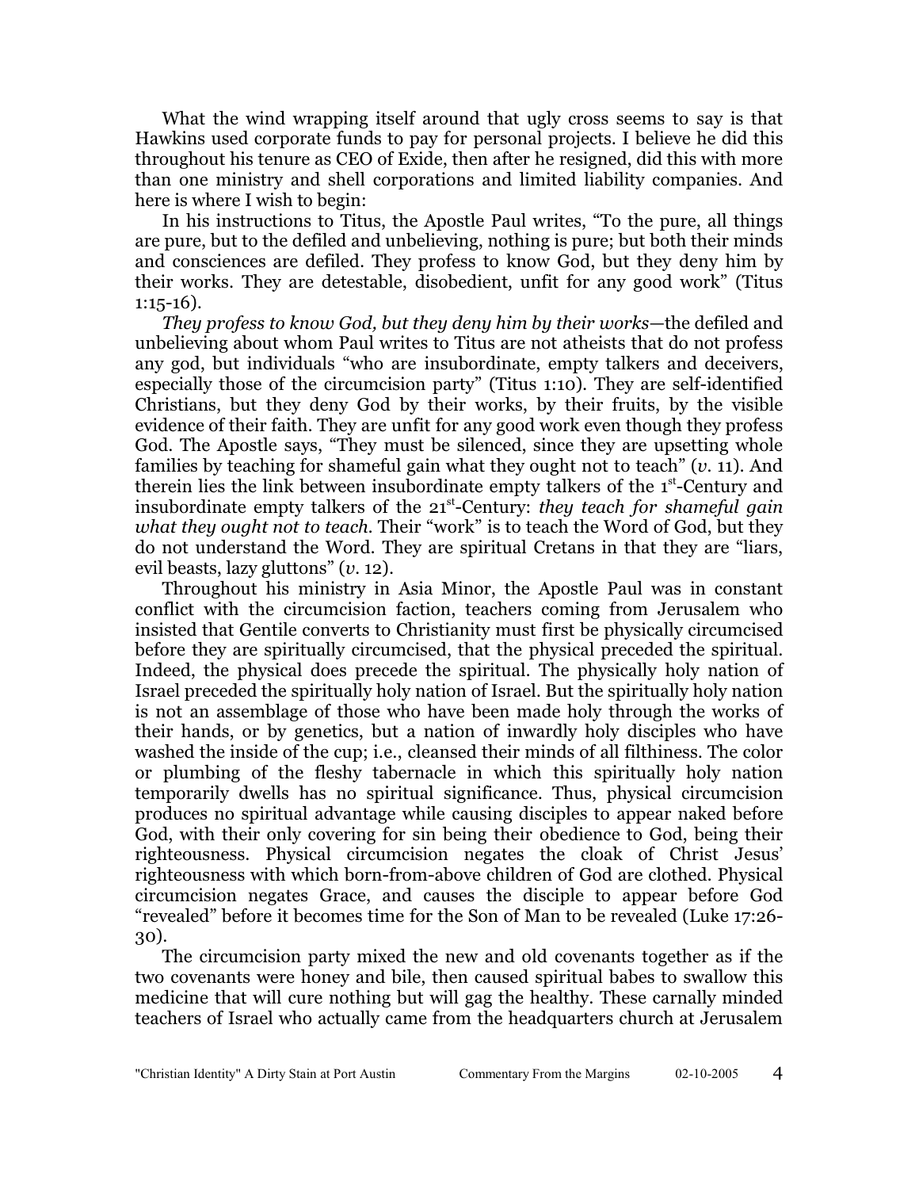What the wind wrapping itself around that ugly cross seems to say is that Hawkins used corporate funds to pay for personal projects. I believe he did this throughout his tenure as CEO of Exide, then after he resigned, did this with more than one ministry and shell corporations and limited liability companies. And here is where I wish to begin:

In his instructions to Titus, the Apostle Paul writes, "To the pure, all things are pure, but to the defiled and unbelieving, nothing is pure; but both their minds and consciences are defiled. They profess to know God, but they deny him by their works. They are detestable, disobedient, unfit for any good work" (Titus 1:15-16).

*They profess to know God, but they deny him by their works*—the defiled and unbelieving about whom Paul writes to Titus are not atheists that do not profess any god, but individuals "who are insubordinate, empty talkers and deceivers, especially those of the circumcision party" (Titus 1:10). They are self-identified Christians, but they deny God by their works, by their fruits, by the visible evidence of their faith. They are unfit for any good work even though they profess God. The Apostle says, "They must be silenced, since they are upsetting whole families by teaching for shameful gain what they ought not to teach" (*v.* 11). And therein lies the link between insubordinate empty talkers of the 1st-Century and insubordinate empty talkers of the 21st-Century: *they teach for shameful gain what they ought not to teach*. Their "work" is to teach the Word of God, but they do not understand the Word. They are spiritual Cretans in that they are "liars, evil beasts, lazy gluttons" (*v.* 12).

Throughout his ministry in Asia Minor, the Apostle Paul was in constant conflict with the circumcision faction, teachers coming from Jerusalem who insisted that Gentile converts to Christianity must first be physically circumcised before they are spiritually circumcised, that the physical preceded the spiritual. Indeed, the physical does precede the spiritual. The physically holy nation of Israel preceded the spiritually holy nation of Israel. But the spiritually holy nation is not an assemblage of those who have been made holy through the works of their hands, or by genetics, but a nation of inwardly holy disciples who have washed the inside of the cup; i.e., cleansed their minds of all filthiness. The color or plumbing of the fleshy tabernacle in which this spiritually holy nation temporarily dwells has no spiritual significance. Thus, physical circumcision produces no spiritual advantage while causing disciples to appear naked before God, with their only covering for sin being their obedience to God, being their righteousness. Physical circumcision negates the cloak of Christ Jesus' righteousness with which born-from-above children of God are clothed. Physical circumcision negates Grace, and causes the disciple to appear before God "revealed" before it becomes time for the Son of Man to be revealed (Luke 17:26-30).

The circumcision party mixed the new and old covenants together as if the two covenants were honey and bile, then caused spiritual babes to swallow this medicine that will cure nothing but will gag the healthy. These carnally minded teachers of Israel who actually came from the headquarters church at Jerusalem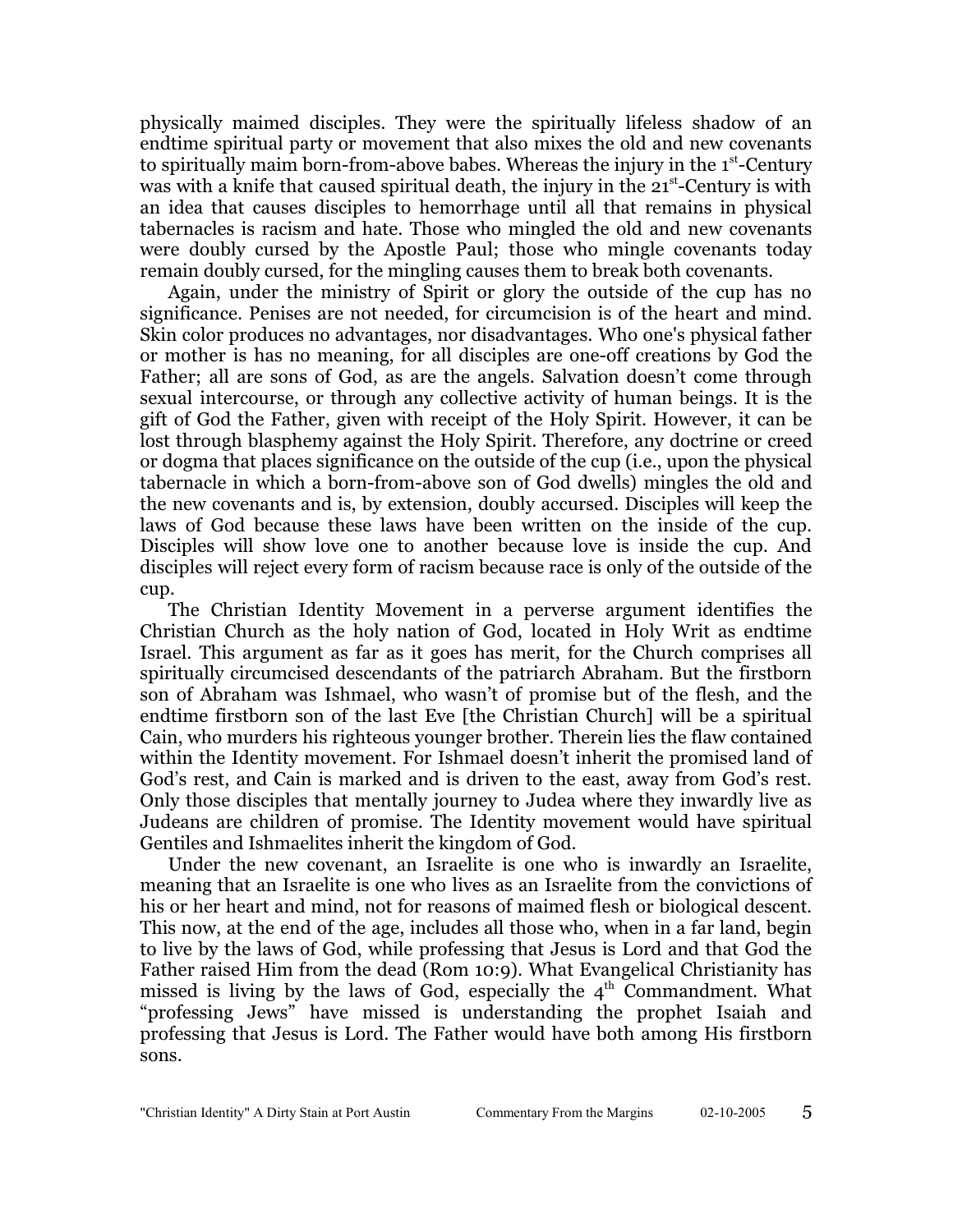physically maimed disciples. They were the spiritually lifeless shadow of an endtime spiritual party or movement that also mixes the old and new covenants to spiritually maim born-from-above babes. Whereas the injury in the 1st-Century was with a knife that caused spiritual death, the injury in the 21st-Century is with an idea that causes disciples to hemorrhage until all that remains in physical tabernacles is racism and hate. Those who mingled the old and new covenants were doubly cursed by the Apostle Paul; those who mingle covenants today remain doubly cursed, for the mingling causes them to break both covenants.

Again, under the ministry of Spirit or glory the outside of the cup has no significance. Penises are not needed, for circumcision is of the heart and mind. Skin color produces no advantages, nor disadvantages. Who one's physical father or mother is has no meaning, for all disciples are one-off creations by God the Father; all are sons of God, as are the angels. Salvation doesn't come through sexual intercourse, or through any collective activity of human beings. It is the gift of God the Father, given with receipt of the Holy Spirit. However, it can be lost through blasphemy against the Holy Spirit. Therefore, any doctrine or creed or dogma that places significance on the outside of the cup (i.e., upon the physical tabernacle in which a born-from-above son of God dwells) mingles the old and the new covenants and is, by extension, doubly accursed. Disciples will keep the laws of God because these laws have been written on the inside of the cup. Disciples will show love one to another because love is inside the cup. And disciples will reject every form of racism because race is only of the outside of the cup.

The Christian Identity Movement in a perverse argument identifies the Christian Church as the holy nation of God, located in Holy Writ as endtime Israel. This argument as far as it goes has merit, for the Church comprises all spiritually circumcised descendants of the patriarch Abraham. But the firstborn son of Abraham was Ishmael, who wasn't of promise but of the flesh, and the endtime firstborn son of the last Eve [the Christian Church] will be a spiritual Cain, who murders his righteous younger brother. Therein lies the flaw contained within the Identity movement. For Ishmael doesn't inherit the promised land of God's rest, and Cain is marked and is driven to the east, away from God's rest. Only those disciples that mentally journey to Judea where they inwardly live as Judeans are children of promise. The Identity movement would have spiritual Gentiles and Ishmaelites inherit the kingdom of God.

Under the new covenant, an Israelite is one who is inwardly an Israelite, meaning that an Israelite is one who lives as an Israelite from the convictions of his or her heart and mind, not for reasons of maimed flesh or biological descent. This now, at the end of the age, includes all those who, when in a far land, begin to live by the laws of God, while professing that Jesus is Lord and that God the Father raised Him from the dead (Rom 10:9). What Evangelical Christianity has missed is living by the laws of God, especially the 4th Commandment. What "professing Jews" have missed is understanding the prophet Isaiah and professing that Jesus is Lord. The Father would have both among His firstborn sons.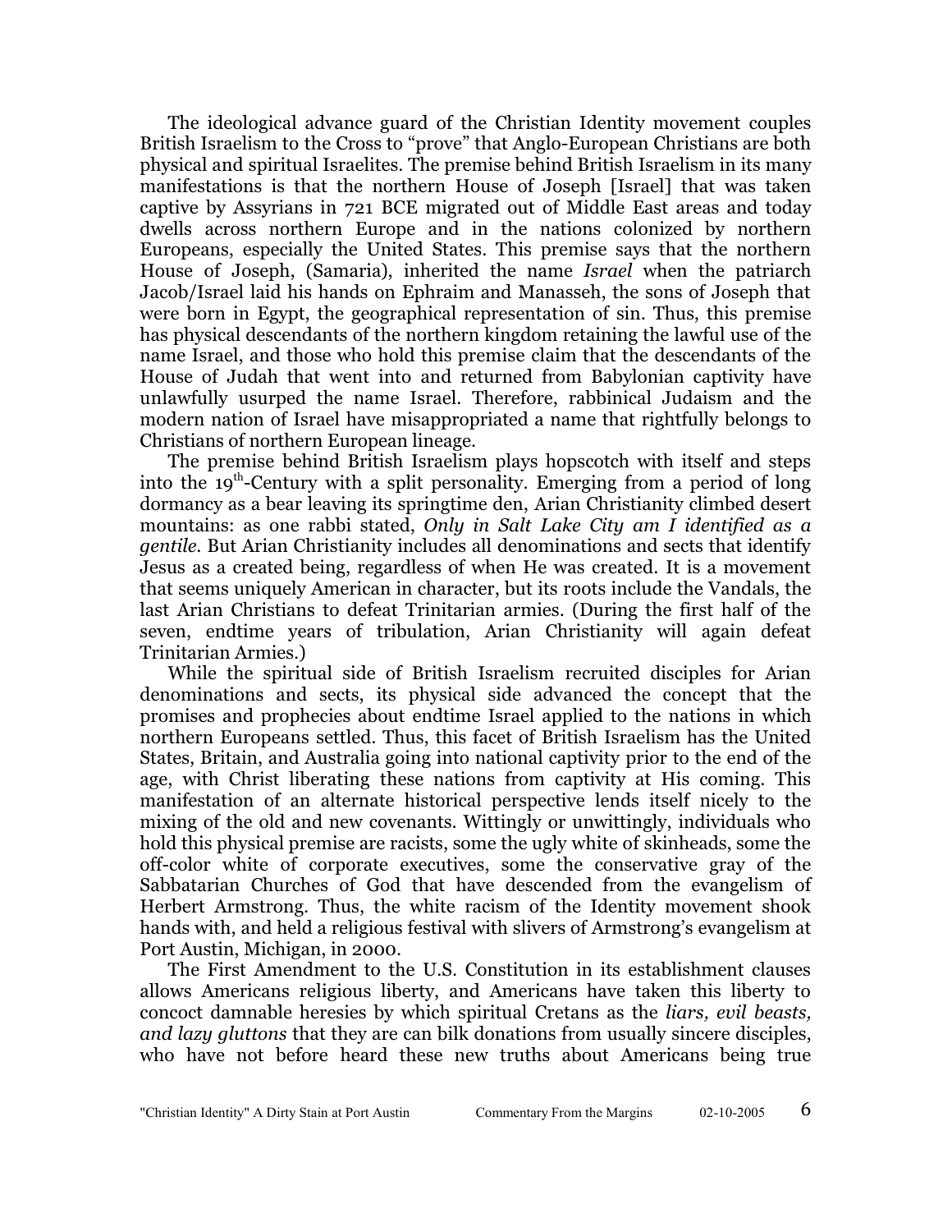The ideological advance guard of the Christian Identity movement couples British Israelism to the Cross to "prove" that Anglo-European Christians are both physical and spiritual Israelites. The premise behind British Israelism in its many manifestations is that the northern House of Joseph [Israel] that was taken captive by Assyrians in 721 BCE migrated out of Middle East areas and today dwells across northern Europe and in the nations colonized by northern Europeans, especially the United States. This premise says that the northern House of Joseph, (Samaria), inherited the name *Israel* when the patriarch Jacob/Israel laid his hands on Ephraim and Manasseh, the sons of Joseph that were born in Egypt, the geographical representation of sin. Thus, this premise has physical descendants of the northern kingdom retaining the lawful use of the name Israel, and those who hold this premise claim that the descendants of the House of Judah that went into and returned from Babylonian captivity have unlawfully usurped the name Israel. Therefore, rabbinical Judaism and the modern nation of Israel have misappropriated a name that rightfully belongs to Christians of northern European lineage.

The premise behind British Israelism plays hopscotch with itself and steps into the 19th-Century with a split personality. Emerging from a period of long dormancy as a bear leaving its springtime den, Arian Christianity climbed desert mountains: as one rabbi stated, *Only in Salt Lake City am I identified as a gentile*. But Arian Christianity includes all denominations and sects that identify Jesus as a created being, regardless of when He was created. It is a movement that seems uniquely American in character, but its roots include the Vandals, the last Arian Christians to defeat Trinitarian armies. (During the first half of the seven, endtime years of tribulation, Arian Christianity will again defeat Trinitarian Armies.)

While the spiritual side of British Israelism recruited disciples for Arian denominations and sects, its physical side advanced the concept that the promises and prophecies about endtime Israel applied to the nations in which northern Europeans settled. Thus, this facet of British Israelism has the United States, Britain, and Australia going into national captivity prior to the end of the age, with Christ liberating these nations from captivity at His coming. This manifestation of an alternate historical perspective lends itself nicely to the mixing of the old and new covenants. Wittingly or unwittingly, individuals who hold this physical premise are racists, some the ugly white of skinheads, some the off-color white of corporate executives, some the conservative gray of the Sabbatarian Churches of God that have descended from the evangelism of Herbert Armstrong. Thus, the white racism of the Identity movement shook hands with, and held a religious festival with slivers of Armstrong's evangelism at Port Austin, Michigan, in 2000.

The First Amendment to the U.S. Constitution in its establishment clauses allows Americans religious liberty, and Americans have taken this liberty to concoct damnable heresies by which spiritual Cretans as the *liars, evil beasts, and lazy gluttons* that they are can bilk donations from usually sincere disciples, who have not before heard these new truths about Americans being true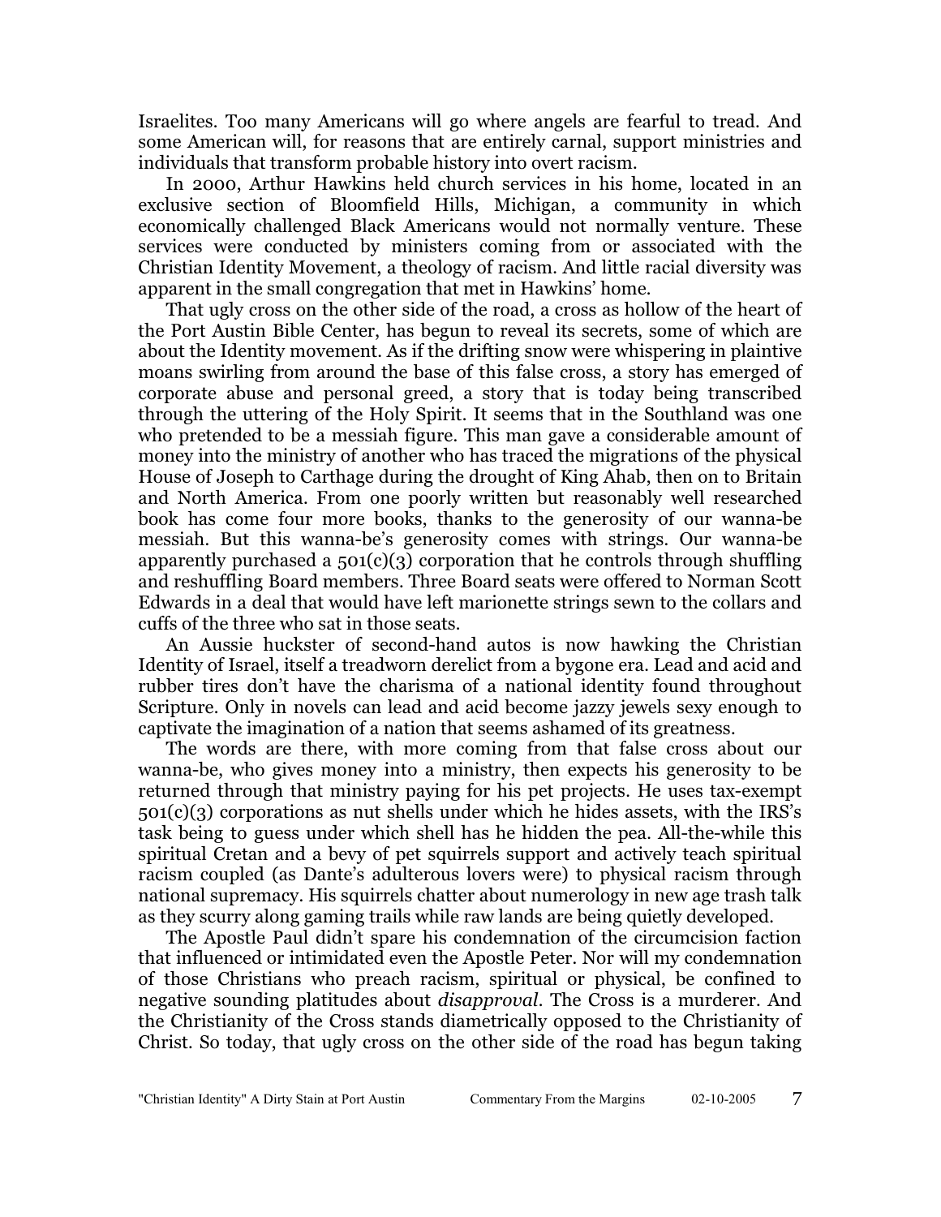Israelites. Too many Americans will go where angels are fearful to tread. And some American will, for reasons that are entirely carnal, support ministries and individuals that transform probable history into overt racism.

In 2000, Arthur Hawkins held church services in his home, located in an exclusive section of Bloomfield Hills, Michigan, a community in which economically challenged Black Americans would not normally venture. These services were conducted by ministers coming from or associated with the Christian Identity Movement, a theology of racism. And little racial diversity was apparent in the small congregation that met in Hawkins' home.

That ugly cross on the other side of the road, a cross as hollow of the heart of the Port Austin Bible Center, has begun to reveal its secrets, some of which are about the Identity movement. As if the drifting snow were whispering in plaintive moans swirling from around the base of this false cross, a story has emerged of corporate abuse and personal greed, a story that is today being transcribed through the uttering of the Holy Spirit. It seems that in the Southland was one who pretended to be a messiah figure. This man gave a considerable amount of money into the ministry of another who has traced the migrations of the physical House of Joseph to Carthage during the drought of King Ahab, then on to Britain and North America. From one poorly written but reasonably well researched book has come four more books, thanks to the generosity of our wanna-be messiah. But this wanna-be's generosity comes with strings. Our wanna-be apparently purchased a 501(c)(3) corporation that he controls through shuffling and reshuffling Board members. Three Board seats were offered to Norman Scott Edwards in a deal that would have left marionette strings sewn to the collars and cuffs of the three who sat in those seats.

An Aussie huckster of second-hand autos is now hawking the Christian Identity of Israel, itself a treadworn derelict from a bygone era. Lead and acid and rubber tires don't have the charisma of a national identity found throughout Scripture. Only in novels can lead and acid become jazzy jewels sexy enough to captivate the imagination of a nation that seems ashamed of its greatness.

The words are there, with more coming from that false cross about our wanna-be, who gives money into a ministry, then expects his generosity to be returned through that ministry paying for his pet projects. He uses tax-exempt 501(c)(3) corporations as nut shells under which he hides assets, with the IRS's task being to guess under which shell has he hidden the pea. All-the-while this spiritual Cretan and a bevy of pet squirrels support and actively teach spiritual racism coupled (as Dante's adulterous lovers were) to physical racism through national supremacy. His squirrels chatter about numerology in new age trash talk as they scurry along gaming trails while raw lands are being quietly developed.

The Apostle Paul didn't spare his condemnation of the circumcision faction that influenced or intimidated even the Apostle Peter. Nor will my condemnation of those Christians who preach racism, spiritual or physical, be confined to negative sounding platitudes about *disapproval*. The Cross is a murderer. And the Christianity of the Cross stands diametrically opposed to the Christianity of Christ. So today, that ugly cross on the other side of the road has begun taking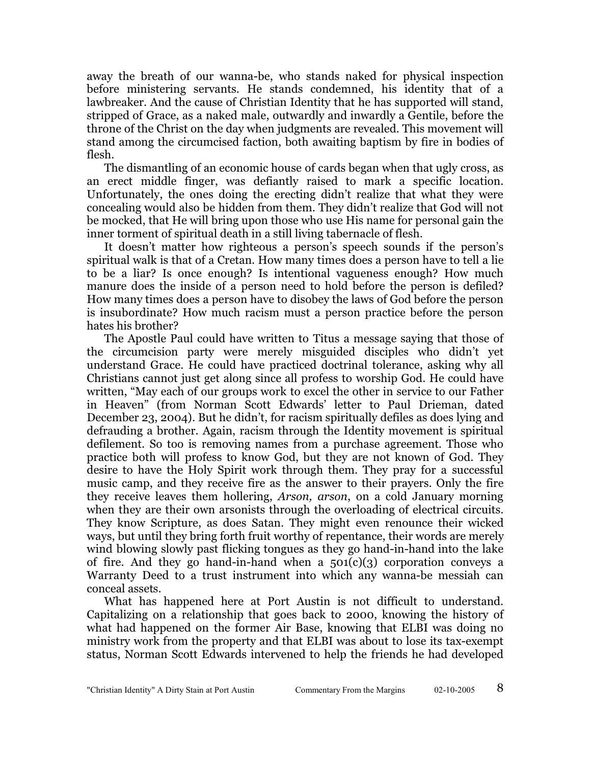away the breath of our wanna-be, who stands naked for physical inspection before ministering servants. He stands condemned, his identity that of a lawbreaker. And the cause of Christian Identity that he has supported will stand, stripped of Grace, as a naked male, outwardly and inwardly a Gentile, before the throne of the Christ on the day when judgments are revealed. This movement will stand among the circumcised faction, both awaiting baptism by fire in bodies of flesh.

The dismantling of an economic house of cards began when that ugly cross, as an erect middle finger, was defiantly raised to mark a specific location. Unfortunately, the ones doing the erecting didn't realize that what they were concealing would also be hidden from them. They didn't realize that God will not be mocked, that He will bring upon those who use His name for personal gain the inner torment of spiritual death in a still living tabernacle of flesh.

It doesn't matter how righteous a person's speech sounds if the person's spiritual walk is that of a Cretan. How many times does a person have to tell a lie to be a liar? Is once enough? Is intentional vagueness enough? How much manure does the inside of a person need to hold before the person is defiled? How many times does a person have to disobey the laws of God before the person is insubordinate? How much racism must a person practice before the person hates his brother?

The Apostle Paul could have written to Titus a message saying that those of the circumcision party were merely misguided disciples who didn't yet understand Grace. He could have practiced doctrinal tolerance, asking why all Christians cannot just get along since all profess to worship God. He could have written, "May each of our groups work to excel the other in service to our Father in Heaven" (from Norman Scott Edwards' letter to Paul Drieman, dated December 23, 2004). But he didn't, for racism spiritually defiles as does lying and defrauding a brother. Again, racism through the Identity movement is spiritual defilement. So too is removing names from a purchase agreement. Those who practice both will profess to know God, but they are not known of God. They desire to have the Holy Spirit work through them. They pray for a successful music camp, and they receive fire as the answer to their prayers. Only the fire they receive leaves them hollering, *Arson, arson*, on a cold January morning when they are their own arsonists through the overloading of electrical circuits. They know Scripture, as does Satan. They might even renounce their wicked ways, but until they bring forth fruit worthy of repentance, their words are merely wind blowing slowly past flicking tongues as they go hand-in-hand into the lake of fire. And they go hand-in-hand when a 501(c)(3) corporation conveys a Warranty Deed to a trust instrument into which any wanna-be messiah can conceal assets.

What has happened here at Port Austin is not difficult to understand. Capitalizing on a relationship that goes back to 2000, knowing the history of what had happened on the former Air Base, knowing that ELBI was doing no ministry work from the property and that ELBI was about to lose its tax-exempt status, Norman Scott Edwards intervened to help the friends he had developed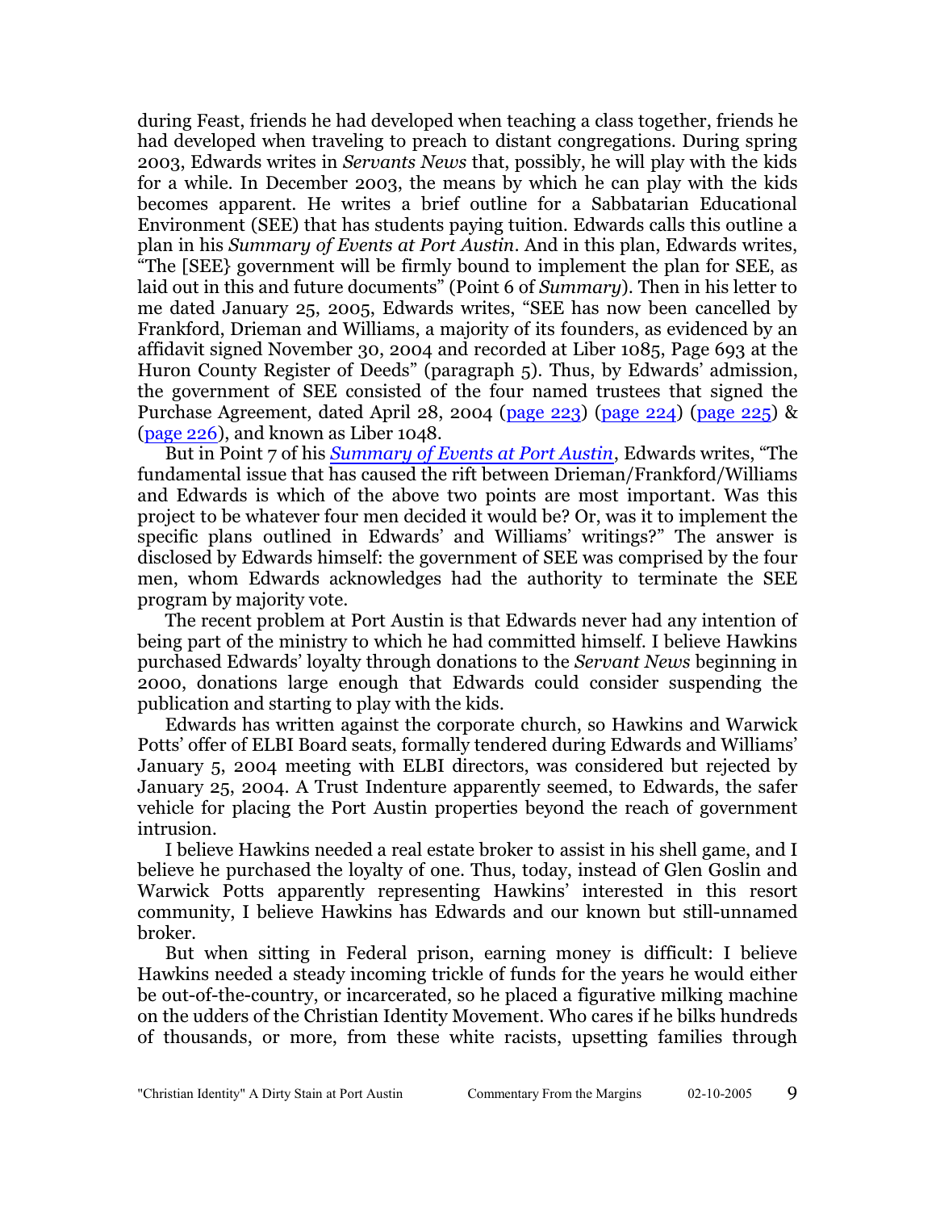during Feast, friends he had developed when teaching a class together, friends he had developed when traveling to preach to distant congregations. During spring 2003, Edwards writes in *Servants News* that, possibly, he will play with the kids for a while. In December 2003, the means by which he can play with the kids becomes apparent. He writes a brief outline for a Sabbatarian Educational Environment (SEE) that has students paying tuition. Edwards calls this outline a plan in his *Summary of Events at Port Austin*. And in this plan, Edwards writes, "The [SEE} government will be firmly bound to implement the plan for SEE, as laid out in this and future documents" (Point 6 of *Summary*). Then in his letter to me dated January 25, 2005, Edwards writes, "SEE has now been cancelled by Frankford, Drieman and Williams, a majority of its founders, as evidenced by an affidavit signed November 30, 2004 and recorded at Liber 1085, Page 693 at the Huron County Register of Deeds" (paragraph 5). Thus, by Edwards' admission, the government of SEE consisted of the four named trustees that signed the Purchase Agreement, dated April 28, 2004 (page 223) (page 224) (page 225) & (page 226), and known as Liber 1048.

But in Point 7 of his *Summary of Events at Port Austin*, Edwards writes, "The fundamental issue that has caused the rift between Drieman/Frankford/Williams and Edwards is which of the above two points are most important. Was this project to be whatever four men decided it would be? Or, was it to implement the specific plans outlined in Edwards' and Williams' writings?" The answer is disclosed by Edwards himself: the government of SEE was comprised by the four men, whom Edwards acknowledges had the authority to terminate the SEE program by majority vote.

The recent problem at Port Austin is that Edwards never had any intention of being part of the ministry to which he had committed himself. I believe Hawkins purchased Edwards' loyalty through donations to the *Servant News* beginning in 2000, donations large enough that Edwards could consider suspending the publication and starting to play with the kids.

Edwards has written against the corporate church, so Hawkins and Warwick Potts' offer of ELBI Board seats, formally tendered during Edwards and Williams' January 5, 2004 meeting with ELBI directors, was considered but rejected by January 25, 2004. A Trust Indenture apparently seemed, to Edwards, the safer vehicle for placing the Port Austin properties beyond the reach of government intrusion.

I believe Hawkins needed a real estate broker to assist in his shell game, and I believe he purchased the loyalty of one. Thus, today, instead of Glen Goslin and Warwick Potts apparently representing Hawkins' interested in this resort community, I believe Hawkins has Edwards and our known but still-unnamed broker.

But when sitting in Federal prison, earning money is difficult: I believe Hawkins needed a steady incoming trickle of funds for the years he would either be out-of-the-country, or incarcerated, so he placed a figurative milking machine on the udders of the Christian Identity Movement. Who cares if he bilks hundreds of thousands, or more, from these white racists, upsetting families through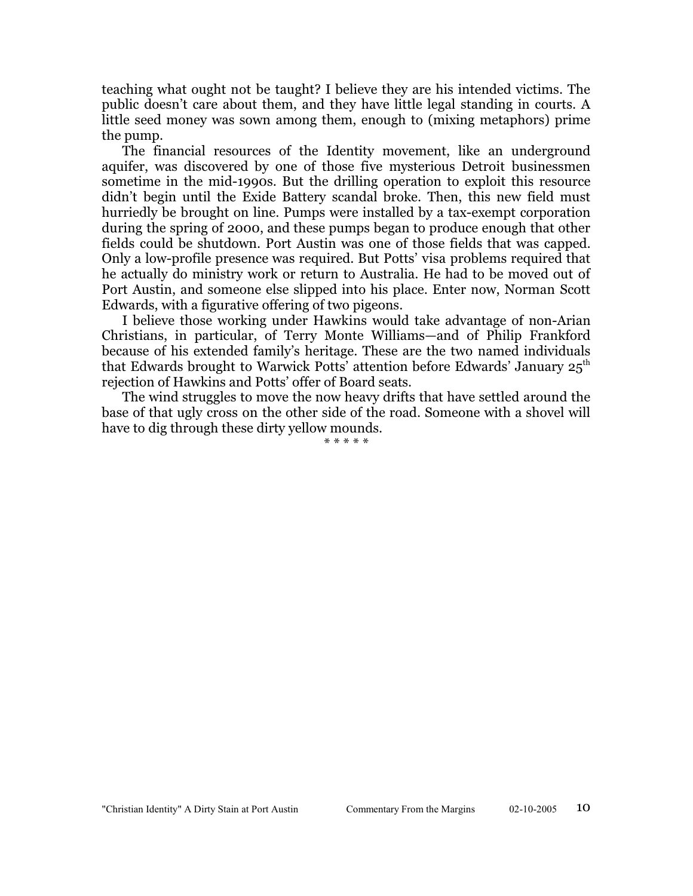teaching what ought not be taught? I believe they are his intended victims. The public doesn't care about them, and they have little legal standing in courts. A little seed money was sown among them, enough to (mixing metaphors) prime the pump.

The financial resources of the Identity movement, like an underground aquifer, was discovered by one of those five mysterious Detroit businessmen sometime in the mid-1990s. But the drilling operation to exploit this resource didn't begin until the Exide Battery scandal broke. Then, this new field must hurriedly be brought on line. Pumps were installed by a tax-exempt corporation during the spring of 2000, and these pumps began to produce enough that other fields could be shutdown. Port Austin was one of those fields that was capped. Only a low-profile presence was required. But Potts' visa problems required that he actually do ministry work or return to Australia. He had to be moved out of Port Austin, and someone else slipped into his place. Enter now, Norman Scott Edwards, with a figurative offering of two pigeons.

I believe those working under Hawkins would take advantage of non-Arian Christians, in particular, of Terry Monte Williams—and of Philip Frankford because of his extended family's heritage. These are the two named individuals that Edwards brought to Warwick Potts' attention before Edwards' January 25th rejection of Hawkins and Potts' offer of Board seats.

The wind struggles to move the now heavy drifts that have settled around the base of that ugly cross on the other side of the road. Someone with a shovel will have to dig through these dirty yellow mounds.

* * * * *